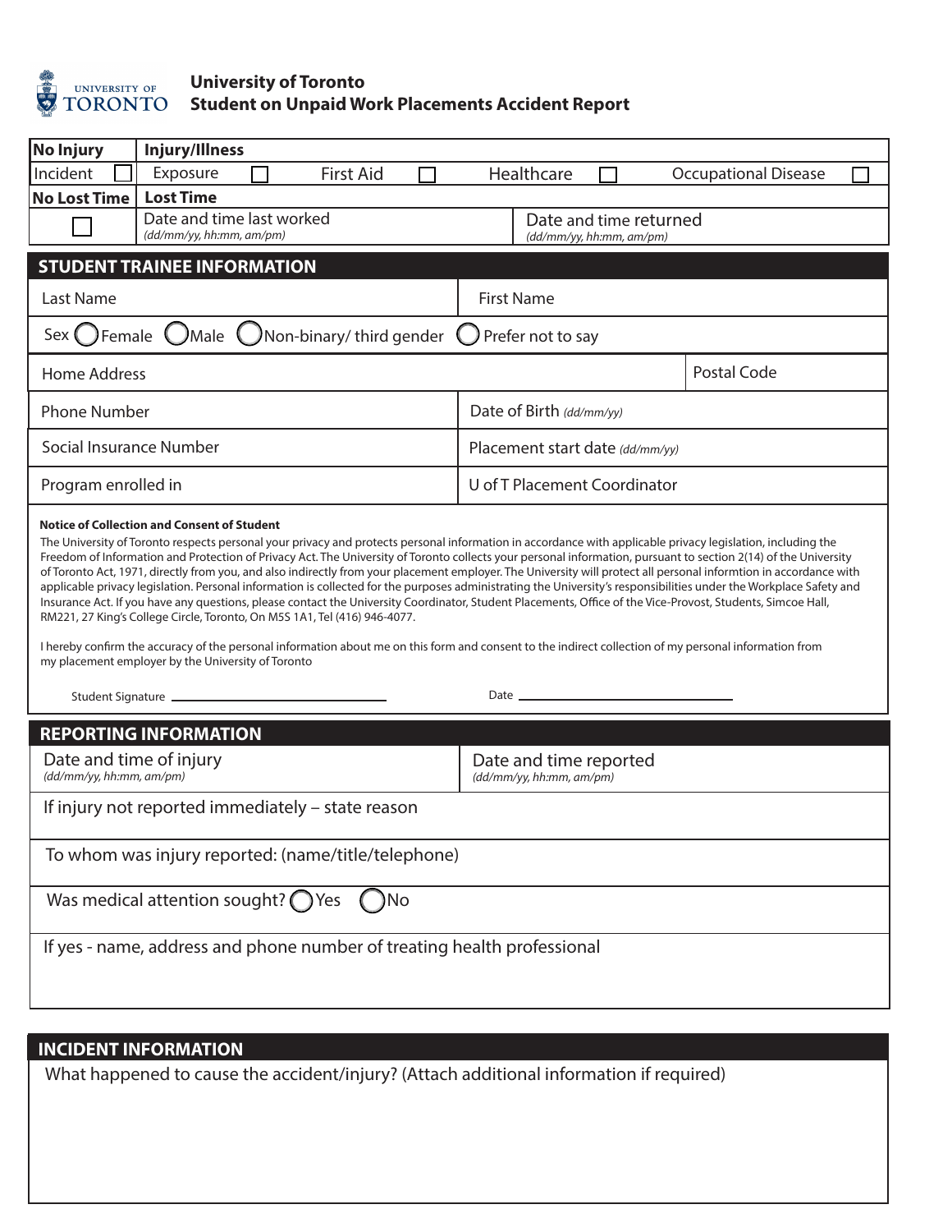# University of Toronto
## Student on Unpaid Work Placements Accident Report

| **No Injury** | **Injury/Illness** | | | |
|---|---|---|---|---|
| Incident ☐ | Exposure ☐ | First Aid ☐ | Healthcare ☐ | Occupational Disease ☐ |
| **No Lost Time** | **Lost Time** | | | |
| ☐ | Date and time last worked *(dd/mm/yy, hh:mm, am/pm)* | | Date and time returned *(dd/mm/yy, hh:mm, am/pm)* | |

## STUDENT TRAINEE INFORMATION

| | |
|---|---|
| Last Name | First Name |
| Sex ◯ Female ◯ Male ◯ Non-binary/ third gender ◯ Prefer not to say | |
| Home Address | Postal Code |
| Phone Number | Date of Birth *(dd/mm/yy)* |
| Social Insurance Number | Placement start date *(dd/mm/yy)* |
| Program enrolled in | U of T Placement Coordinator |

**Notice of Collection and Consent of Student**

The University of Toronto respects personal your privacy and protects personal information in accordance with applicable privacy legislation, including the Freedom of Information and Protection of Privacy Act. The University of Toronto collects your personal information, pursuant to section 2(14) of the University of Toronto Act, 1971, directly from you, and also indirectly from your placement employer. The University will protect all personal informtion in accordance with applicable privacy legislation. Personal information is collected for the purposes administrating the University's responsibilities under the Workplace Safety and Insurance Act. If you have any questions, please contact the University Coordinator, Student Placements, Office of the Vice-Provost, Students, Simcoe Hall, RM221, 27 King's College Circle, Toronto, On M5S 1A1, Tel (416) 946-4077.

I hereby confirm the accuracy of the personal information about me on this form and consent to the indirect collection of my personal information from my placement employer by the University of Toronto

Student Signature ______________________ Date ______________________

## REPORTING INFORMATION

| | |
|---|---|
| Date and time of injury *(dd/mm/yy, hh:mm, am/pm)* | Date and time reported *(dd/mm/yy, hh:mm, am/pm)* |
| If injury not reported immediately – state reason | |
| To whom was injury reported: (name/title/telephone) | |
| Was medical attention sought? ◯ Yes ◯ No | |
| If yes - name, address and phone number of treating health professional | |

## INCIDENT INFORMATION

What happened to cause the accident/injury? (Attach additional information if required)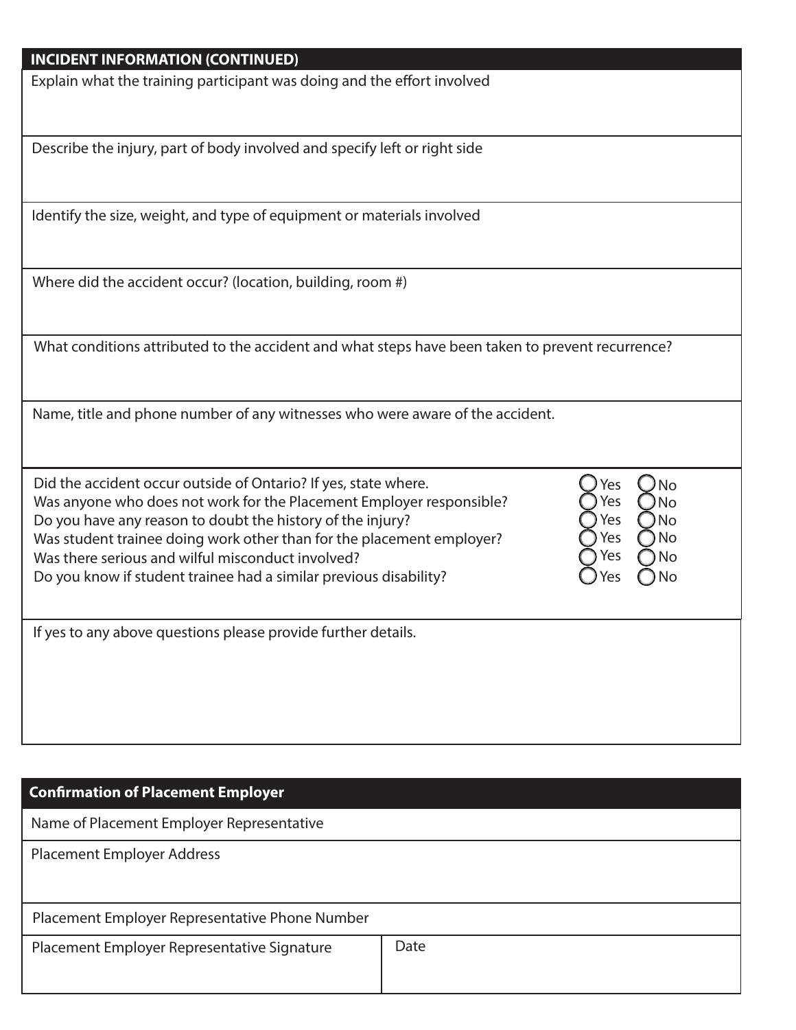## INCIDENT INFORMATION (CONTINUED)

Explain what the training participant was doing and the effort involved

Describe the injury, part of body involved and specify left or right side

Identify the size, weight, and type of equipment or materials involved

Where did the accident occur? (location, building, room #)

What conditions attributed to the accident and what steps have been taken to prevent recurrence?

Name, title and phone number of any witnesses who were aware of the accident.

| | | |
|---|---|---|
| Did the accident occur outside of Ontario? If yes, state where. | ◯ Yes | ◯ No |
| Was anyone who does not work for the Placement Employer responsible? | ◯ Yes | ◯ No |
| Do you have any reason to doubt the history of the injury? | ◯ Yes | ◯ No |
| Was student trainee doing work other than for the placement employer? | ◯ Yes | ◯ No |
| Was there serious and wilful misconduct involved? | ◯ Yes | ◯ No |
| Do you know if student trainee had a similar previous disability? | ◯ Yes | ◯ No |

If yes to any above questions please provide further details.

## Confirmation of Placement Employer

Name of Placement Employer Representative

Placement Employer Address

Placement Employer Representative Phone Number

| | |
|---|---|
| Placement Employer Representative Signature | Date |